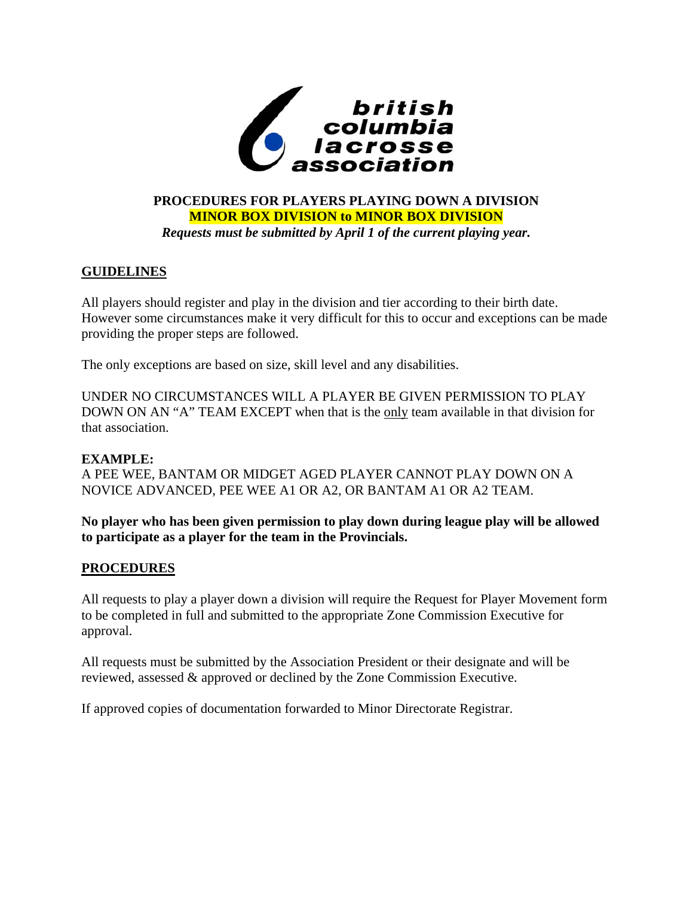british columbia lacrosse association

**PROCEDURES FOR PLAYERS PLAYING DOWN A DIVISION**
**MINOR BOX DIVISION to MINOR BOX DIVISION**
***Requests must be submitted by April 1 of the current playing year.***

## GUIDELINES

All players should register and play in the division and tier according to their birth date. However some circumstances make it very difficult for this to occur and exceptions can be made providing the proper steps are followed.

The only exceptions are based on size, skill level and any disabilities.

UNDER NO CIRCUMSTANCES WILL A PLAYER BE GIVEN PERMISSION TO PLAY DOWN ON AN "A" TEAM EXCEPT when that is the only team available in that division for that association.

**EXAMPLE:**
A PEE WEE, BANTAM OR MIDGET AGED PLAYER CANNOT PLAY DOWN ON A NOVICE ADVANCED, PEE WEE A1 OR A2, OR BANTAM A1 OR A2 TEAM.

**No player who has been given permission to play down during league play will be allowed to participate as a player for the team in the Provincials.**

## PROCEDURES

All requests to play a player down a division will require the Request for Player Movement form to be completed in full and submitted to the appropriate Zone Commission Executive for approval.

All requests must be submitted by the Association President or their designate and will be reviewed, assessed & approved or declined by the Zone Commission Executive.

If approved copies of documentation forwarded to Minor Directorate Registrar.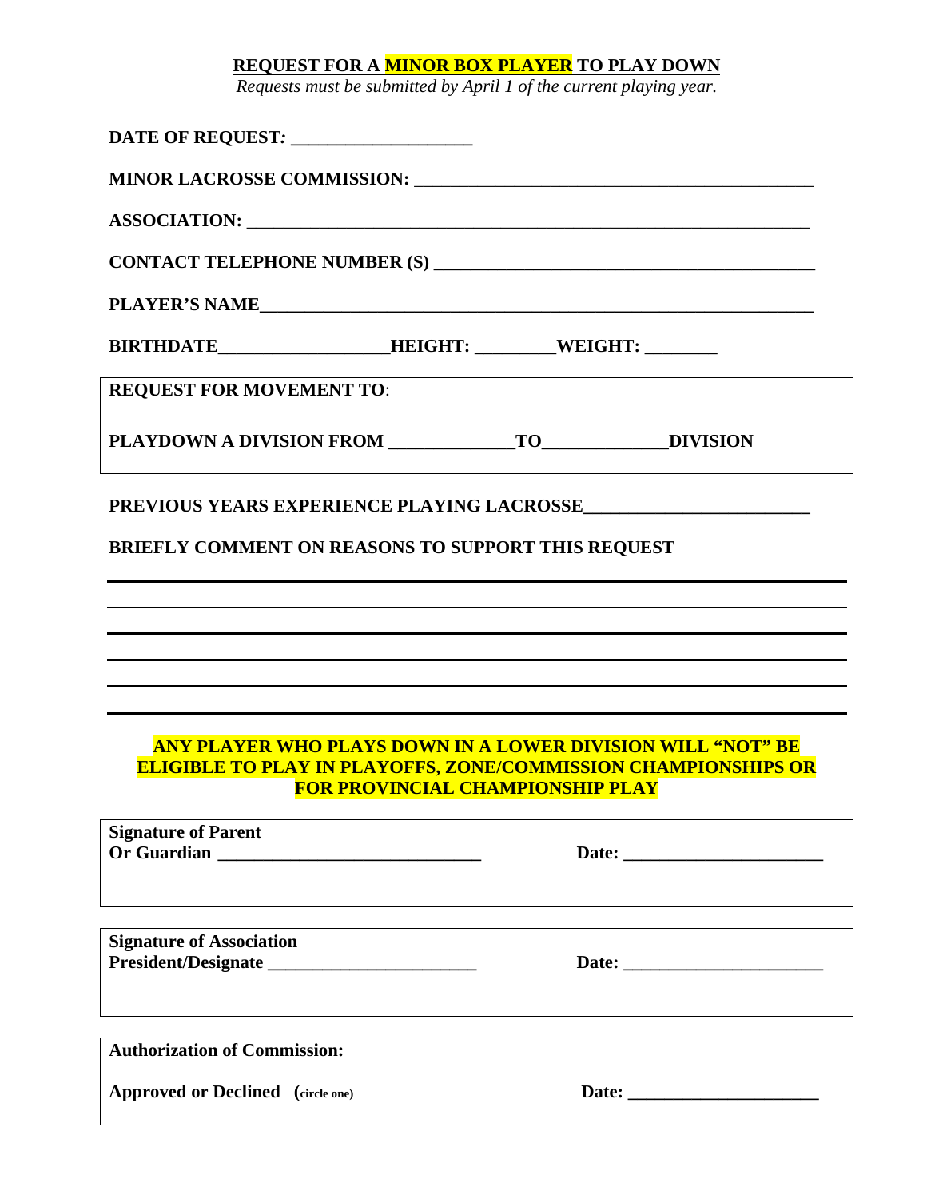## REQUEST FOR A MINOR BOX PLAYER TO PLAY DOWN

*Requests must be submitted by April 1 of the current playing year.*

**DATE OF REQUEST:** ____________________

**MINOR LACROSSE COMMISSION:** ____________________________________________

**ASSOCIATION:** ______________________________________________________________

**CONTACT TELEPHONE NUMBER (S)** ___________________________________________

**PLAYER'S NAME**______________________________________________________________

**BIRTHDATE**__________________**HEIGHT:** ________**WEIGHT:** ________

**REQUEST FOR MOVEMENT TO**:

**PLAYDOWN A DIVISION FROM** _____________**TO**_____________**DIVISION**

**PREVIOUS YEARS EXPERIENCE PLAYING LACROSSE**________________________

**BRIEFLY COMMENT ON REASONS TO SUPPORT THIS REQUEST**

______________________________________________________________________

______________________________________________________________________

______________________________________________________________________

______________________________________________________________________

______________________________________________________________________

______________________________________________________________________

**ANY PLAYER WHO PLAYS DOWN IN A LOWER DIVISION WILL "NOT" BE ELIGIBLE TO PLAY IN PLAYOFFS, ZONE/COMMISSION CHAMPIONSHIPS OR FOR PROVINCIAL CHAMPIONSHIP PLAY**

**Signature of Parent Or Guardian** ____________________________ **Date:** ______________________

**Signature of Association President/Designate** _______________________ **Date:** ______________________

**Authorization of Commission:**

**Approved or Declined** (circle one) **Date:** ______________________